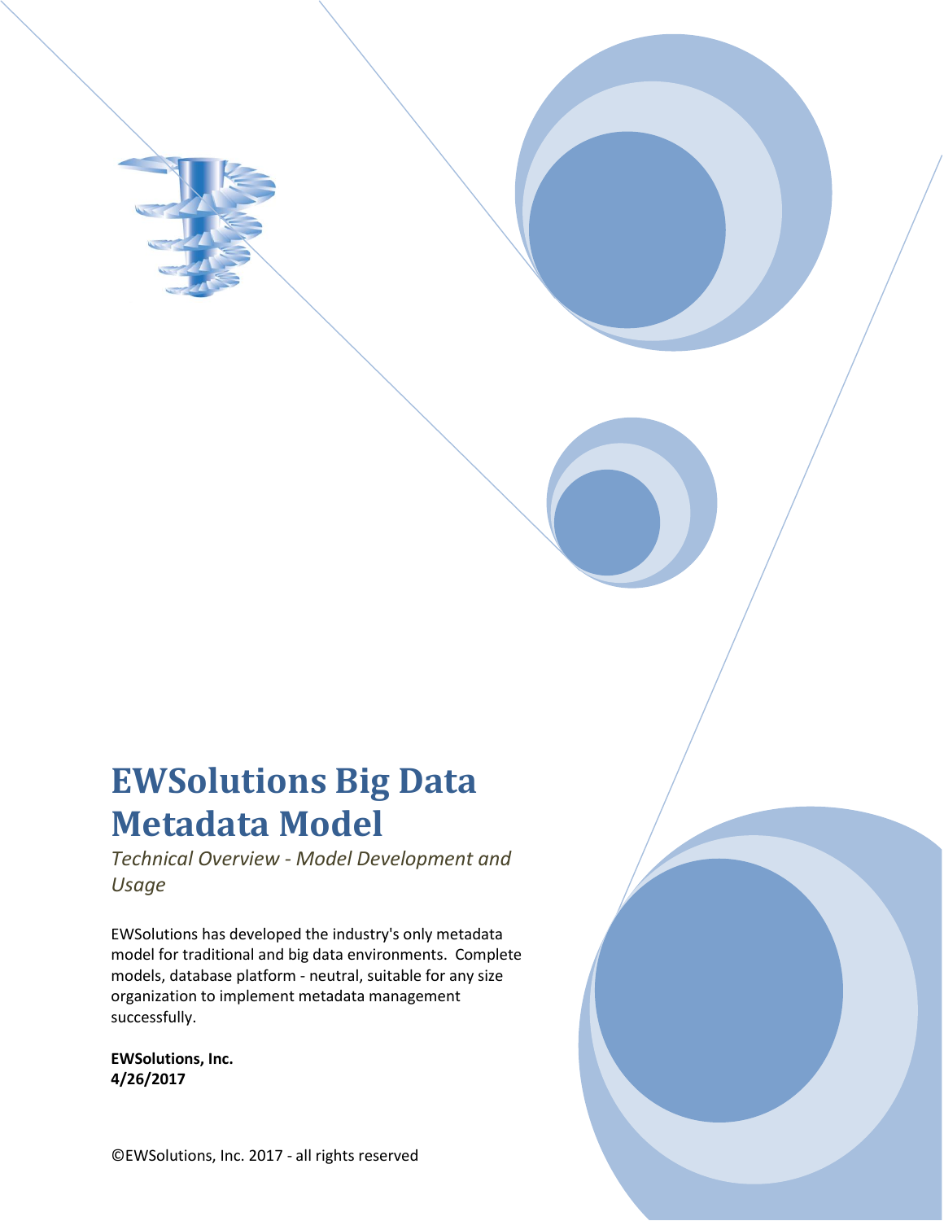# EWSolutions Big Data Metadata Model

*Technical Overview - Model Development and Usage*

EWSolutions has developed the industry's only metadata model for traditional and big data environments. Complete models, database platform - neutral, suitable for any size organization to implement metadata management successfully.

**EWSolutions, Inc.**
**4/26/2017**

©EWSolutions, Inc. 2017 - all rights reserved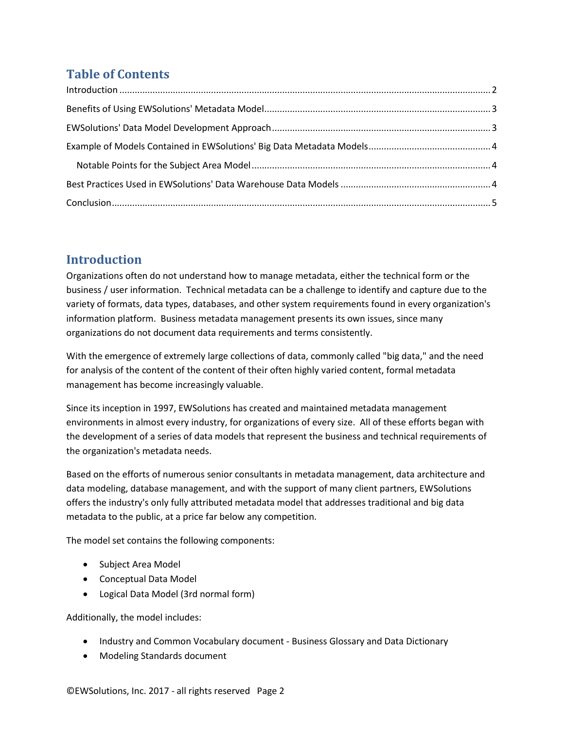## Table of Contents

Introduction ........................................................ 2

Benefits of Using EWSolutions' Metadata Model ........................................................ 3

EWSolutions' Data Model Development Approach ........................................................ 3

Example of Models Contained in EWSolutions' Big Data Metadata Models ........................................................ 4

Notable Points for the Subject Area Model ........................................................ 4

Best Practices Used in EWSolutions' Data Warehouse Data Models ........................................................ 4

Conclusion ........................................................ 5

## Introduction

Organizations often do not understand how to manage metadata, either the technical form or the business / user information. Technical metadata can be a challenge to identify and capture due to the variety of formats, data types, databases, and other system requirements found in every organization's information platform. Business metadata management presents its own issues, since many organizations do not document data requirements and terms consistently.

With the emergence of extremely large collections of data, commonly called "big data," and the need for analysis of the content of the content of their often highly varied content, formal metadata management has become increasingly valuable.

Since its inception in 1997, EWSolutions has created and maintained metadata management environments in almost every industry, for organizations of every size. All of these efforts began with the development of a series of data models that represent the business and technical requirements of the organization's metadata needs.

Based on the efforts of numerous senior consultants in metadata management, data architecture and data modeling, database management, and with the support of many client partners, EWSolutions offers the industry's only fully attributed metadata model that addresses traditional and big data metadata to the public, at a price far below any competition.

The model set contains the following components:

- Subject Area Model
- Conceptual Data Model
- Logical Data Model (3rd normal form)

Additionally, the model includes:

- Industry and Common Vocabulary document - Business Glossary and Data Dictionary
- Modeling Standards document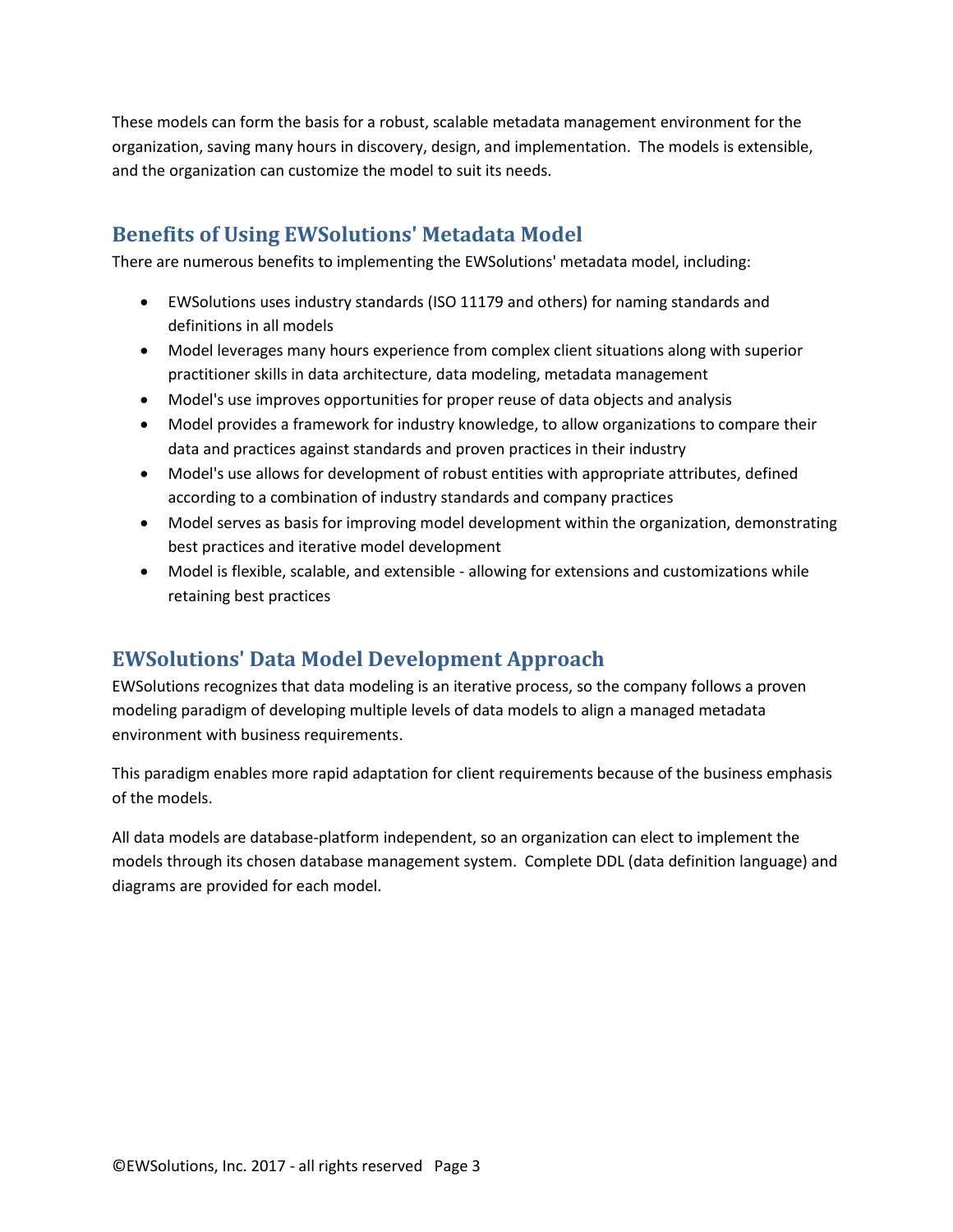These models can form the basis for a robust, scalable metadata management environment for the organization, saving many hours in discovery, design, and implementation.  The models is extensible, and the organization can customize the model to suit its needs.

## Benefits of Using EWSolutions' Metadata Model

There are numerous benefits to implementing the EWSolutions' metadata model, including:

- EWSolutions uses industry standards (ISO 11179 and others) for naming standards and definitions in all models
- Model leverages many hours experience from complex client situations along with superior practitioner skills in data architecture, data modeling, metadata management
- Model's use improves opportunities for proper reuse of data objects and analysis
- Model provides a framework for industry knowledge, to allow organizations to compare their data and practices against standards and proven practices in their industry
- Model's use allows for development of robust entities with appropriate attributes, defined according to a combination of industry standards and company practices
- Model serves as basis for improving model development within the organization, demonstrating best practices and iterative model development
- Model is flexible, scalable, and extensible - allowing for extensions and customizations while retaining best practices

## EWSolutions' Data Model Development Approach

EWSolutions recognizes that data modeling is an iterative process, so the company follows a proven modeling paradigm of developing multiple levels of data models to align a managed metadata environment with business requirements.

This paradigm enables more rapid adaptation for client requirements because of the business emphasis of the models.

All data models are database-platform independent, so an organization can elect to implement the models through its chosen database management system.  Complete DDL (data definition language) and diagrams are provided for each model.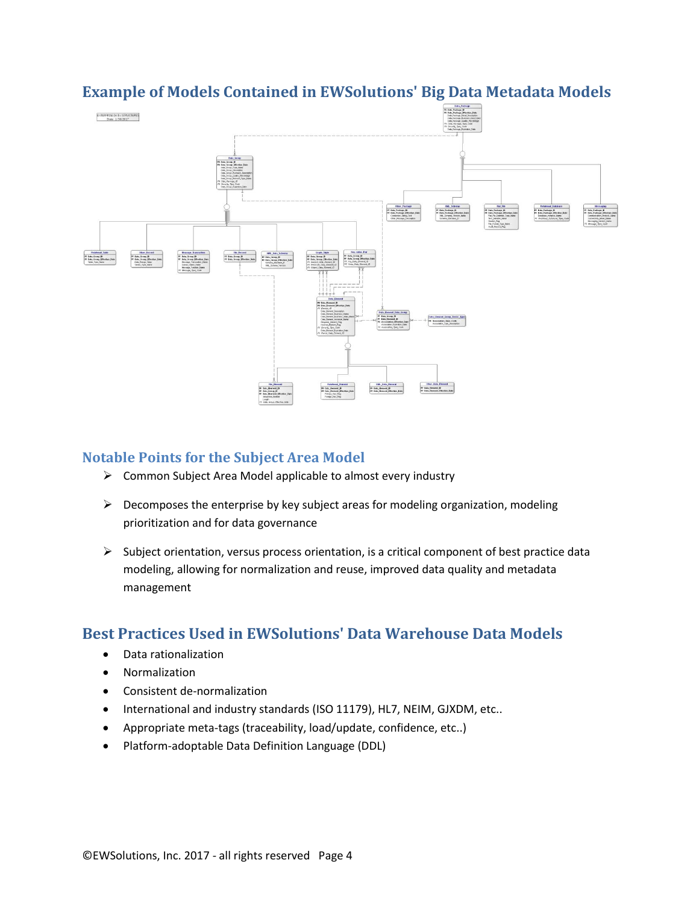## Example of Models Contained in EWSolutions' Big Data Metadata Models

## Notable Points for the Subject Area Model

- ➢ Common Subject Area Model applicable to almost every industry
- ➢ Decomposes the enterprise by key subject areas for modeling organization, modeling prioritization and for data governance
- ➢ Subject orientation, versus process orientation, is a critical component of best practice data modeling, allowing for normalization and reuse, improved data quality and metadata management

## Best Practices Used in EWSolutions' Data Warehouse Data Models

- Data rationalization
- Normalization
- Consistent de-normalization
- International and industry standards (ISO 11179), HL7, NEIM, GJXDM, etc..
- Appropriate meta-tags (traceability, load/update, confidence, etc..)
- Platform-adoptable Data Definition Language (DDL)

©EWSolutions, Inc. 2017 - all rights reserved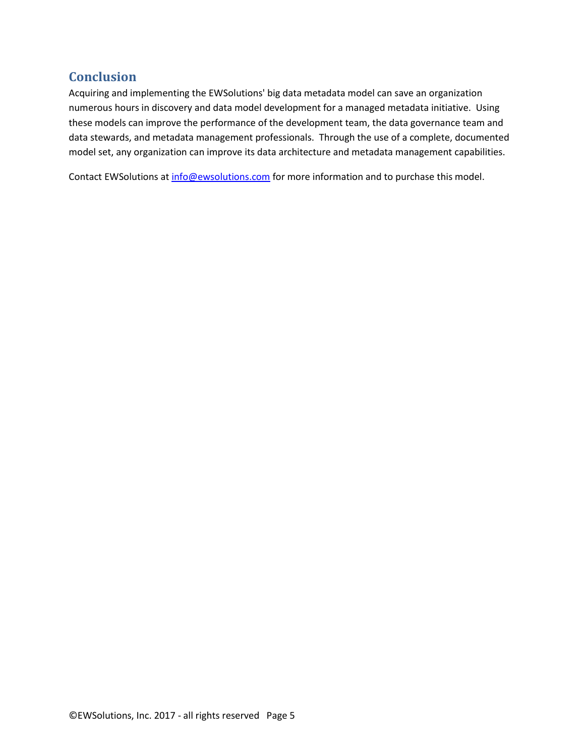## Conclusion

Acquiring and implementing the EWSolutions' big data metadata model can save an organization numerous hours in discovery and data model development for a managed metadata initiative. Using these models can improve the performance of the development team, the data governance team and data stewards, and metadata management professionals. Through the use of a complete, documented model set, any organization can improve its data architecture and metadata management capabilities.

Contact EWSolutions at [info@ewsolutions.com](mailto:info@ewsolutions.com) for more information and to purchase this model.